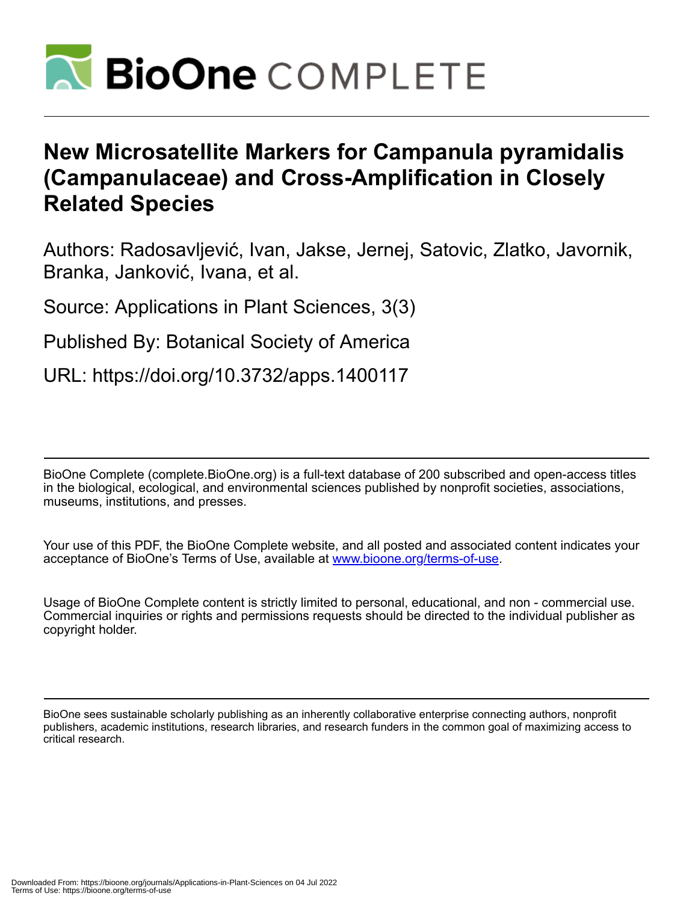# New Microsatellite Markers for Campanula pyramidalis (Campanulaceae) and Cross-Amplification in Closely Related Species

Authors: Radosavljević, Ivan, Jakse, Jernej, Satovic, Zlatko, Javornik, Branka, Janković, Ivana, et al.

Source: Applications in Plant Sciences, 3(3)

Published By: Botanical Society of America

URL: https://doi.org/10.3732/apps.1400117

---

BioOne Complete (complete.BioOne.org) is a full-text database of 200 subscribed and open-access titles in the biological, ecological, and environmental sciences published by nonprofit societies, associations, museums, institutions, and presses.

Your use of this PDF, the BioOne Complete website, and all posted and associated content indicates your acceptance of BioOne's Terms of Use, available at www.bioone.org/terms-of-use.

Usage of BioOne Complete content is strictly limited to personal, educational, and non - commercial use. Commercial inquiries or rights and permissions requests should be directed to the individual publisher as copyright holder.

---

BioOne sees sustainable scholarly publishing as an inherently collaborative enterprise connecting authors, nonprofit publishers, academic institutions, research libraries, and research funders in the common goal of maximizing access to critical research.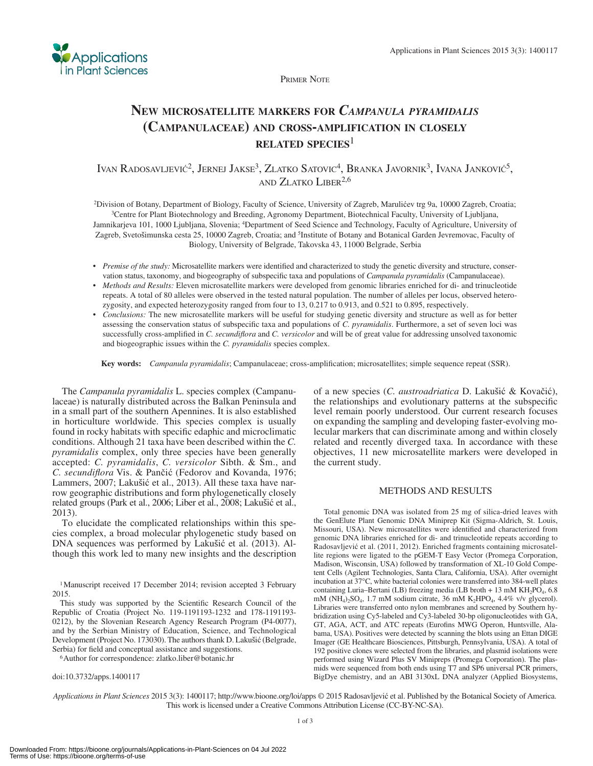Primer Note

# New microsatellite markers for *Campanula pyramidalis* (Campanulaceae) and cross-amplification in closely related species[1]

Ivan Radosavljević[2], Jernej Jakse[3], Zlatko Satovic[4], Branka Javornik[3], Ivana Janković[5], and Zlatko Liber[2,6]

[2]Division of Botany, Department of Biology, Faculty of Science, University of Zagreb, Marulićev trg 9a, 10000 Zagreb, Croatia; [3]Centre for Plant Biotechnology and Breeding, Agronomy Department, Biotechnical Faculty, University of Ljubljana, Jamnikarjeva 101, 1000 Ljubljana, Slovenia; [4]Department of Seed Science and Technology, Faculty of Agriculture, University of Zagreb, Svetošimunska cesta 25, 10000 Zagreb, Croatia; and [5]Institute of Botany and Botanical Garden Jevremovac, Faculty of Biology, University of Belgrade, Takovska 43, 11000 Belgrade, Serbia

- *Premise of the study:* Microsatellite markers were identified and characterized to study the genetic diversity and structure, conservation status, taxonomy, and biogeography of subspecific taxa and populations of *Campanula pyramidalis* (Campanulaceae).
- *Methods and Results:* Eleven microsatellite markers were developed from genomic libraries enriched for di- and trinucleotide repeats. A total of 80 alleles were observed in the tested natural population. The number of alleles per locus, observed heterozygosity, and expected heterozygosity ranged from four to 13, 0.217 to 0.913, and 0.521 to 0.895, respectively.
- *Conclusions:* The new microsatellite markers will be useful for studying genetic diversity and structure as well as for better assessing the conservation status of subspecific taxa and populations of *C. pyramidalis*. Furthermore, a set of seven loci was successfully cross-amplified in *C. secundiflora* and *C. versicolor* and will be of great value for addressing unsolved taxonomic and biogeographic issues within the *C. pyramidalis* species complex.

**Key words:** *Campanula pyramidalis*; Campanulaceae; cross-amplification; microsatellites; simple sequence repeat (SSR).

The *Campanula pyramidalis* L. species complex (Campanulaceae) is naturally distributed across the Balkan Peninsula and in a small part of the southern Apennines. It is also established in horticulture worldwide. This species complex is usually found in rocky habitats with specific edaphic and microclimatic conditions. Although 21 taxa have been described within the *C. pyramidalis* complex, only three species have been generally accepted: *C. pyramidalis*, *C. versicolor* Sibth. & Sm., and *C. secundiflora* Vis. & Pančić (Fedorov and Kovanda, 1976; Lammers, 2007; Lakušić et al., 2013). All these taxa have narrow geographic distributions and form phylogenetically closely related groups (Park et al., 2006; Liber et al., 2008; Lakušić et al., 2013).

To elucidate the complicated relationships within this species complex, a broad molecular phylogenetic study based on DNA sequences was performed by Lakušić et al. (2013). Although this work led to many new insights and the description of a new species (*C. austroadriatica* D. Lakušić & Kovačić), the relationships and evolutionary patterns at the subspecific level remain poorly understood. Our current research focuses on expanding the sampling and developing faster-evolving molecular markers that can discriminate among and within closely related and recently diverged taxa. In accordance with these objectives, 11 new microsatellite markers were developed in the current study.

## METHODS AND RESULTS

Total genomic DNA was isolated from 25 mg of silica-dried leaves with the GenElute Plant Genomic DNA Miniprep Kit (Sigma-Aldrich, St. Louis, Missouri, USA). New microsatellites were identified and characterized from genomic DNA libraries enriched for di- and trinucleotide repeats according to Radosavljević et al. (2011, 2012). Enriched fragments containing microsatellite regions were ligated to the pGEM-T Easy Vector (Promega Corporation, Madison, Wisconsin, USA) followed by transformation of XL-10 Gold Competent Cells (Agilent Technologies, Santa Clara, California, USA). After overnight incubation at 37°C, white bacterial colonies were transferred into 384-well plates containing Luria–Bertani (LB) freezing media (LB broth + 13 mM $KH_2PO_4$, 6.8 mM $(NH_4)_2SO_4$, 1.7 mM sodium citrate, 36 mM $K_2HPO_4$, 4.4% v/v glycerol). Libraries were transferred onto nylon membranes and screened by Southern hybridization using Cy5-labeled and Cy3-labeled 30-bp oligonucleotides with GA, GT, AGA, ACT, and ATC repeats (Eurofins MWG Operon, Huntsville, Alabama, USA). Positives were detected by scanning the blots using an Ettan DIGE Imager (GE Healthcare Biosciences, Pittsburgh, Pennsylvania, USA). A total of 192 positive clones were selected from the libraries, and plasmid isolations were performed using Wizard Plus SV Minipreps (Promega Corporation). The plasmids were sequenced from both ends using T7 and SP6 universal PCR primers, BigDye chemistry, and an ABI 3130xL DNA analyzer (Applied Biosystems,

[1]Manuscript received 17 December 2014; revision accepted 3 February 2015.

This study was supported by the Scientific Research Council of the Republic of Croatia (Project No. 119-1191193-1232 and 178-1191193-0212), by the Slovenian Research Agency Research Program (P4-0077), and by the Serbian Ministry of Education, Science, and Technological Development (Project No. 173030). The authors thank D. Lakušić (Belgrade, Serbia) for field and conceptual assistance and suggestions.

[6]Author for correspondence: zlatko.liber@botanic.hr

doi:10.3732/apps.1400117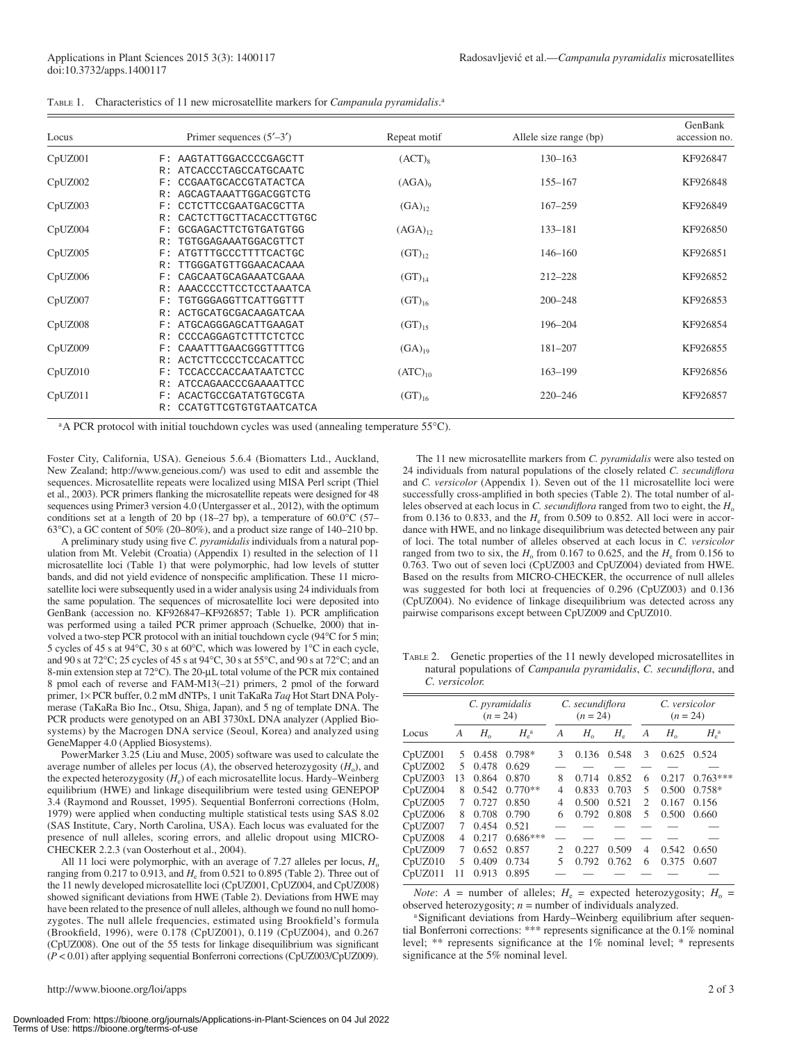TABLE 1. Characteristics of 11 new microsatellite markers for *Campanula pyramidalis*.[a]

| Locus | Primer sequences (5′–3′) | Repeat motif | Allele size range (bp) | GenBank accession no. |
|---|---|---|---|---|
| CpUZ001 | F: AAGTATTGGACCCCGAGCTT<br>R: ATCACCCTAGCCATGCAATC | $(ACT)_8$ | 130–163 | KF926847 |
| CpUZ002 | F: CCGAATGCACCGTATACTCA<br>R: AGCAGTAAATTGGACGGTCTG | $(AGA)_9$ | 155–167 | KF926848 |
| CpUZ003 | F: CCTCTTCCGAATGACGCTTA<br>R: CACTCTTGCTTACACCTTGTGC | $(GA)_{12}$ | 167–259 | KF926849 |
| CpUZ004 | F: GCGAGACTTCTGTGATGTGG<br>R: TGTGGAGAAATGGACGTTCT | $(AGA)_{12}$ | 133–181 | KF926850 |
| CpUZ005 | F: ATGTTTGCCCTTTTCACTGC<br>R: TTGGGATGTTGGAACACAAA | $(GT)_{12}$ | 146–160 | KF926851 |
| CpUZ006 | F: CAGCAATGCAGAAATCGAAA<br>R: AAACCCCTTCCTCCTAAATCA | $(GT)_{14}$ | 212–228 | KF926852 |
| CpUZ007 | F: TGTGGGAGGTTCATTGGTTT<br>R: ACTGCATGCGACAAGATCAA | $(GT)_{16}$ | 200–248 | KF926853 |
| CpUZ008 | F: ATGCAGGGAGCATTGAAGAT<br>R: CCCCAGGAGTCTTTCTCTCC | $(GT)_{15}$ | 196–204 | KF926854 |
| CpUZ009 | F: CAAATTTGAACGGGTTTTCG<br>R: ACTCTTCCCCTCCACATTCC | $(GA)_{19}$ | 181–207 | KF926855 |
| CpUZ010 | F: TCCACCCACCAATAATCTCC<br>R: ATCCAGAACCCGAAAATTCC | $(ATC)_{10}$ | 163–199 | KF926856 |
| CpUZ011 | F: ACACTGCCGATATGTGCGTA<br>R: CCATGTTCGTGTGTAATCATCA | $(GT)_{16}$ | 220–246 | KF926857 |

[a]A PCR protocol with initial touchdown cycles was used (annealing temperature 55°C).

Foster City, California, USA). Geneious 5.6.4 (Biomatters Ltd., Auckland, New Zealand; http://www.geneious.com/) was used to edit and assemble the sequences. Microsatellite repeats were localized using MISA Perl script (Thiel et al., 2003). PCR primers flanking the microsatellite repeats were designed for 48 sequences using Primer3 version 4.0 (Untergasser et al., 2012), with the optimum conditions set at a length of 20 bp (18–27 bp), a temperature of 60.0°C (57–63°C), a GC content of 50% (20–80%), and a product size range of 140–210 bp.

A preliminary study using five *C. pyramidalis* individuals from a natural population from Mt. Velebit (Croatia) (Appendix 1) resulted in the selection of 11 microsatellite loci (Table 1) that were polymorphic, had low levels of stutter bands, and did not yield evidence of nonspecific amplification. These 11 microsatellite loci were subsequently used in a wider analysis using 24 individuals from the same population. The sequences of microsatellite loci were deposited into GenBank (accession no. KF926847–KF926857; Table 1). PCR amplification was performed using a tailed PCR primer approach (Schuelke, 2000) that involved a two-step PCR protocol with an initial touchdown cycle (94°C for 5 min; 5 cycles of 45 s at 94°C, 30 s at 60°C, which was lowered by 1°C in each cycle, and 90 s at 72°C; 25 cycles of 45 s at 94°C, 30 s at 55°C, and 90 s at 72°C; and an 8-min extension step at 72°C). The 20-μL total volume of the PCR mix contained 8 pmol each of reverse and FAM-M13(−21) primers, 2 pmol of the forward primer, 1× PCR buffer, 0.2 mM dNTPs, 1 unit TaKaRa *Taq* Hot Start DNA Polymerase (TaKaRa Bio Inc., Otsu, Shiga, Japan), and 5 ng of template DNA. The PCR products were genotyped on an ABI 3730xL DNA analyzer (Applied Biosystems) by the Macrogen DNA service (Seoul, Korea) and analyzed using GeneMapper 4.0 (Applied Biosystems).

PowerMarker 3.25 (Liu and Muse, 2005) software was used to calculate the average number of alleles per locus ($A$), the observed heterozygosity ($H_o$), and the expected heterozygosity ($H_e$) of each microsatellite locus. Hardy–Weinberg equilibrium (HWE) and linkage disequilibrium were tested using GENEPOP 3.4 (Raymond and Rousset, 1995). Sequential Bonferroni corrections (Holm, 1979) were applied when conducting multiple statistical tests using SAS 8.02 (SAS Institute, Cary, North Carolina, USA). Each locus was evaluated for the presence of null alleles, scoring errors, and allelic dropout using MICRO-CHECKER 2.2.3 (van Oosterhout et al., 2004).

All 11 loci were polymorphic, with an average of 7.27 alleles per locus, $H_o$ ranging from 0.217 to 0.913, and $H_e$ from 0.521 to 0.895 (Table 2). Three out of the 11 newly developed microsatellite loci (CpUZ001, CpUZ004, and CpUZ008) showed significant deviations from HWE (Table 2). Deviations from HWE may have been related to the presence of null alleles, although we found no null homozygotes. The null allele frequencies, estimated using Brookfield's formula (Brookfield, 1996), were 0.178 (CpUZ001), 0.119 (CpUZ004), and 0.267 (CpUZ008). One out of the 55 tests for linkage disequilibrium was significant ($P < 0.01$) after applying sequential Bonferroni corrections (CpUZ003/CpUZ009).

The 11 new microsatellite markers from *C. pyramidalis* were also tested on 24 individuals from natural populations of the closely related *C. secundiflora* and *C. versicolor* (Appendix 1). Seven out of the 11 microsatellite loci were successfully cross-amplified in both species (Table 2). The total number of alleles observed at each locus in *C. secundiflora* ranged from two to eight, the $H_o$ from 0.136 to 0.833, and the $H_e$ from 0.509 to 0.852. All loci were in accordance with HWE, and no linkage disequilibrium was detected between any pair of loci. The total number of alleles observed at each locus in *C. versicolor* ranged from two to six, the $H_o$ from 0.167 to 0.625, and the $H_e$ from 0.156 to 0.763. Two out of seven loci (CpUZ003 and CpUZ004) deviated from HWE. Based on the results from MICRO-CHECKER, the occurrence of null alleles was suggested for both loci at frequencies of 0.296 (CpUZ003) and 0.136 (CpUZ004). No evidence of linkage disequilibrium was detected across any pairwise comparisons except between CpUZ009 and CpUZ010.

TABLE 2. Genetic properties of the 11 newly developed microsatellites in natural populations of *Campanula pyramidalis*, *C. secundiflora*, and *C. versicolor.*

| | *C. pyramidalis* ($n$ = 24) | | | *C. secundiflora* ($n$ = 24) | | | *C. versicolor* ($n$ = 24) | | |
|---|---|---|---|---|---|---|---|---|---|
| Locus | $A$ | $H_o$ | $H_e$[a] | $A$ | $H_o$ | $H_e$ | $A$ | $H_o$ | $H_e$[a] |
| CpUZ001 | 5 | 0.458 | 0.798* | 3 | 0.136 | 0.548 | 3 | 0.625 | 0.524 |
| CpUZ002 | 5 | 0.478 | 0.629 | — | — | — | — | — | — |
| CpUZ003 | 13 | 0.864 | 0.870 | 8 | 0.714 | 0.852 | 6 | 0.217 | 0.763*** |
| CpUZ004 | 8 | 0.542 | 0.770** | 4 | 0.833 | 0.703 | 5 | 0.500 | 0.758* |
| CpUZ005 | 7 | 0.727 | 0.850 | 4 | 0.500 | 0.521 | 2 | 0.167 | 0.156 |
| CpUZ006 | 8 | 0.708 | 0.790 | 6 | 0.792 | 0.808 | 5 | 0.500 | 0.660 |
| CpUZ007 | 7 | 0.454 | 0.521 | — | — | — | — | — | — |
| CpUZ008 | 4 | 0.217 | 0.686*** | — | — | — | — | — | — |
| CpUZ009 | 7 | 0.652 | 0.857 | 2 | 0.227 | 0.509 | 4 | 0.542 | 0.650 |
| CpUZ010 | 5 | 0.409 | 0.734 | 5 | 0.792 | 0.762 | 6 | 0.375 | 0.607 |
| CpUZ011 | 11 | 0.913 | 0.895 | — | — | — | — | — | — |

*Note*: $A$ = number of alleles; $H_e$ = expected heterozygosity; $H_o$ = observed heterozygosity; $n$ = number of individuals analyzed.

[a]Significant deviations from Hardy–Weinberg equilibrium after sequential Bonferroni corrections: *** represents significance at the 0.1% nominal level; ** represents significance at the 1% nominal level; * represents significance at the 5% nominal level.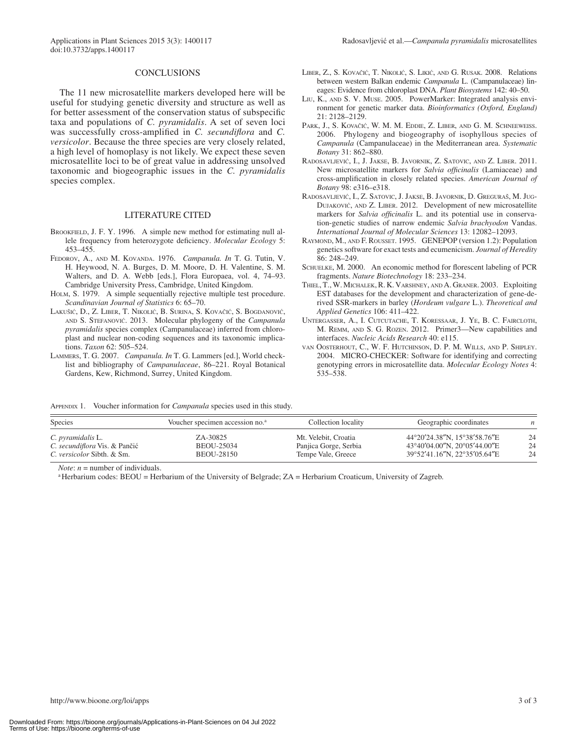## CONCLUSIONS

The 11 new microsatellite markers developed here will be useful for studying genetic diversity and structure as well as for better assessment of the conservation status of subspecific taxa and populations of *C. pyramidalis*. A set of seven loci was successfully cross-amplified in *C. secundiflora* and *C. versicolor*. Because the three species are very closely related, a high level of homoplasy is not likely. We expect these seven microsatellite loci to be of great value in addressing unsolved taxonomic and biogeographic issues in the *C. pyramidalis* species complex.

## LITERATURE CITED

Brookfield, J. F. Y. 1996. A simple new method for estimating null allele frequency from heterozygote deficiency. *Molecular Ecology* 5: 453–455.

Fedorov, A., and M. Kovanda. 1976. *Campanula. In* T. G. Tutin, V. H. Heywood, N. A. Burges, D. M. Moore, D. H. Valentine, S. M. Walters, and D. A. Webb [eds.], Flora Europaea, vol. 4, 74–93. Cambridge University Press, Cambridge, United Kingdom.

Holm, S. 1979. A simple sequentially rejective multiple test procedure. *Scandinavian Journal of Statistics* 6: 65–70.

Lakušić, D., Z. Liber, T. Nikolić, B. Surina, S. Kovačić, S. Bogdanović, and S. Stefanović. 2013. Molecular phylogeny of the *Campanula pyramidalis* species complex (Campanulaceae) inferred from chloroplast and nuclear non-coding sequences and its taxonomic implications. *Taxon* 62: 505–524.

Lammers, T. G. 2007. *Campanula. In* T. G. Lammers [ed.], World checklist and bibliography of *Campanulaceae*, 86–221. Royal Botanical Gardens, Kew, Richmond, Surrey, United Kingdom.

Liber, Z., S. Kovačić, T. Nikolić, S. Likić, and G. Rusak. 2008. Relations between western Balkan endemic *Campanula* L. (Campanulaceae) lineages: Evidence from chloroplast DNA. *Plant Biosystems* 142: 40–50.

Liu, K., and S. V. Muse. 2005. PowerMarker: Integrated analysis environment for genetic marker data. *Bioinformatics (Oxford, England)* 21: 2128–2129.

Park, J., S. Kovačić, W. M. M. Eddie, Z. Liber, and G. M. Schneeweiss. 2006. Phylogeny and biogeography of isophyllous species of *Campanula* (Campanulaceae) in the Mediterranean area. *Systematic Botany* 31: 862–880.

Radosavljević, I., J. Jakse, B. Javornik, Z. Satovic, and Z. Liber. 2011. New microsatellite markers for *Salvia officinalis* (Lamiaceae) and cross-amplification in closely related species. *American Journal of Botany* 98: e316–e318.

Radosavljević, I., Z. Satovic, J. Jakse, B. Javornik, D. Greguraš, M. Jug-Dujaković, and Z. Liber. 2012. Development of new microsatellite markers for *Salvia officinalis* L. and its potential use in conservation-genetic studies of narrow endemic *Salvia brachyodon* Vandas. *International Journal of Molecular Sciences* 13: 12082–12093.

Raymond, M., and F. Rousset. 1995. GENEPOP (version 1.2): Population genetics software for exact tests and ecumenicism. *Journal of Heredity* 86: 248–249.

Schuelke, M. 2000. An economic method for florescent labeling of PCR fragments. *Nature Biotechnology* 18: 233–234.

Thiel, T., W. Michalek, R. K. Varshney, and A. Graner. 2003. Exploiting EST databases for the development and characterization of gene-derived SSR-markers in barley (*Hordeum vulgare* L.). *Theoretical and Applied Genetics* 106: 411–422.

Untergasser, A., I. Cutcutache, T. Koressaar, J. Ye, B. C. Faircloth, M. Remm, and S. G. Rozen. 2012. Primer3—New capabilities and interfaces. *Nucleic Acids Research* 40: e115.

van Oosterhout, C., W. F. Hutchinson, D. P. M. Wills, and P. Shipley. 2004. MICRO-CHECKER: Software for identifying and correcting genotyping errors in microsatellite data. *Molecular Ecology Notes* 4: 535–538.

Appendix 1. Voucher information for *Campanula* species used in this study.

| Species | Voucher specimen accession no.[a] | Collection locality | Geographic coordinates | *n* |
|---|---|---|---|---|
| *C. pyramidalis* L. | ZA-30825 | Mt. Velebit, Croatia | 44°20′24.38″N, 15°38′58.76″E | 24 |
| *C. secundiflora* Vis. & Pančić | BEOU-25034 | Panjica Gorge, Serbia | 43°40′04.00″N, 20°05′44.00″E | 24 |
| *C. versicolor* Sibth. & Sm. | BEOU-28150 | Tempe Vale, Greece | 39°52′41.16″N, 22°35′05.64″E | 24 |

*Note*: *n* = number of individuals.

[a] Herbarium codes: BEOU = Herbarium of the University of Belgrade; ZA = Herbarium Croaticum, University of Zagreb.